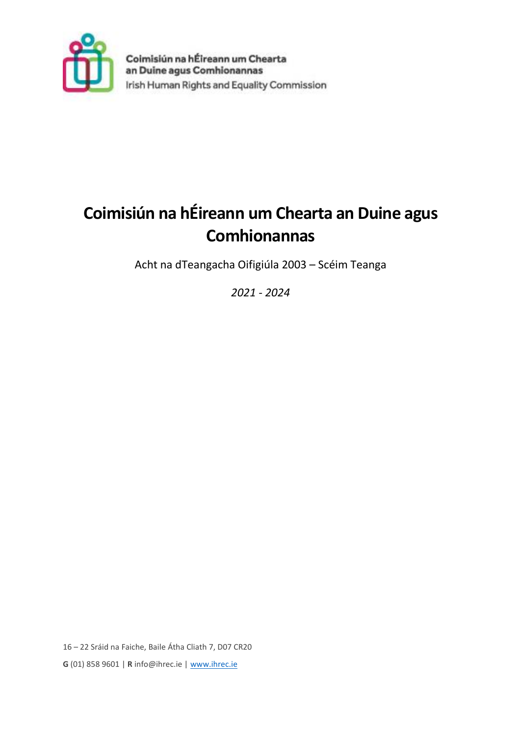Coimisiún na hÉireann um Chearta an Duine agus Comhionannas
Irish Human Rights and Equality Commission

# Coimisiún na hÉireann um Chearta an Duine agus Comhionannas

Acht na dTeangacha Oifigiúla 2003 – Scéim Teanga

*2021 - 2024*

16 – 22 Sráid na Faiche, Baile Átha Cliath 7, D07 CR20

**G** (01) 858 9601 | **R** info@ihrec.ie | [www.ihrec.ie](http://www.ihrec.ie)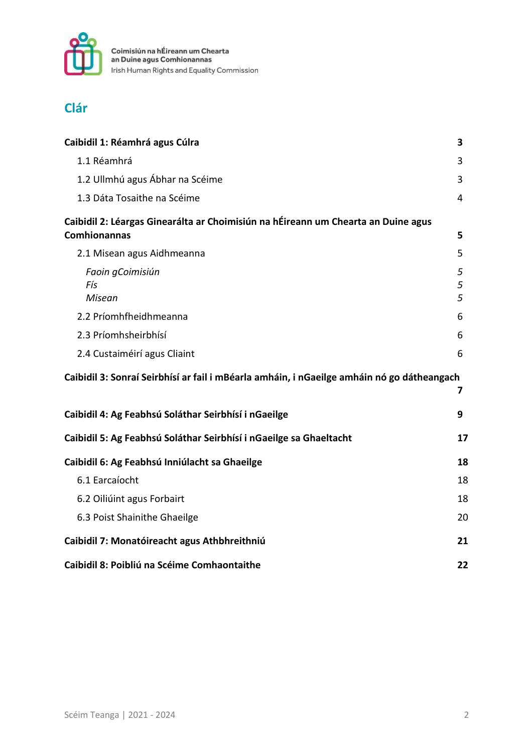Coimisiún na hÉireann um Chearta an Duine agus Comhionannas
Irish Human Rights and Equality Commission

# Clár

| | |
|---|---|
| **Caibidil 1: Réamhrá agus Cúlra** | **3** |
| 1.1 Réamhrá | 3 |
| 1.2 Ullmhú agus Ábhar na Scéime | 3 |
| 1.3 Dáta Tosaithe na Scéime | 4 |
| **Caibidil 2: Léargas Ginearálta ar Choimisiún na hÉireann um Chearta an Duine agus Comhionannas** | **5** |
| 2.1 Misean agus Aidhmeanna | 5 |
| *Faoin gCoimisiún* | *5* |
| *Fís* | *5* |
| *Misean* | *5* |
| 2.2 Príomhfheidhmeanna | 6 |
| 2.3 Príomhsheirbhísí | 6 |
| 2.4 Custaiméirí agus Cliaint | 6 |
| **Caibidil 3: Sonraí Seirbhísí ar fail i mBéarla amháin, i nGaeilge amháin nó go dátheangach** | **7** |
| **Caibidil 4: Ag Feabhsú Soláthar Seirbhísí i nGaeilge** | **9** |
| **Caibidil 5: Ag Feabhsú Soláthar Seirbhísí i nGaeilge sa Ghaeltacht** | **17** |
| **Caibidil 6: Ag Feabhsú Inniúlacht sa Ghaeilge** | **18** |
| 6.1 Earcaíocht | 18 |
| 6.2 Oiliúint agus Forbairt | 18 |
| 6.3 Poist Shainithe Ghaeilge | 20 |
| **Caibidil 7: Monatóireacht agus Athbhreithniú** | **21** |
| **Caibidil 8: Poibliú na Scéime Comhaontaithe** | **22** |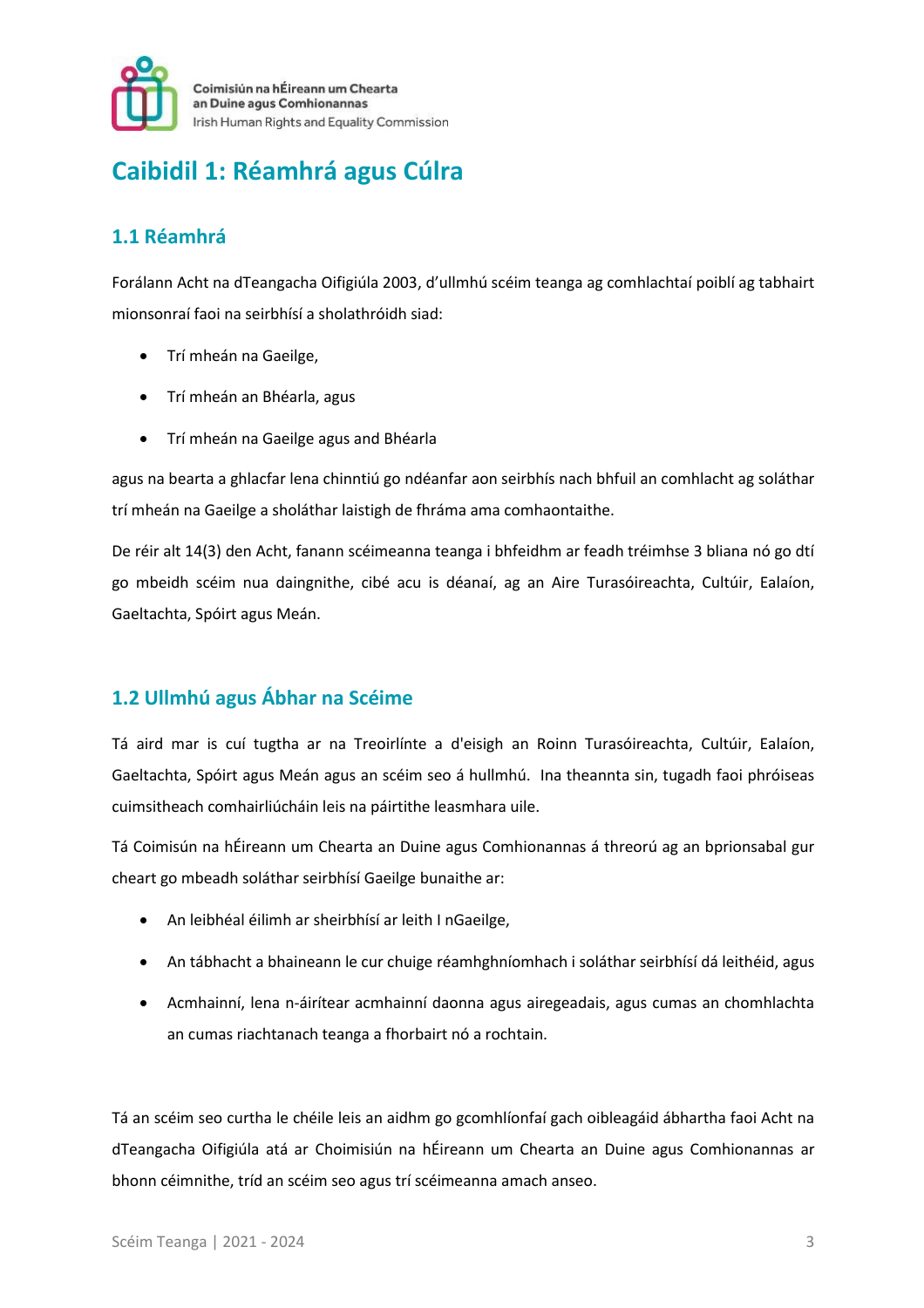# Caibidil 1: Réamhrá agus Cúlra

## 1.1 Réamhrá

Forálann Acht na dTeangacha Oifigiúla 2003, d'ullmhú scéim teanga ag comhlachtaí poiblí ag tabhairt mionsonraí faoi na seirbhísí a sholathróidh siad:

- Trí mheán na Gaeilge,
- Trí mheán an Bhéarla, agus
- Trí mheán na Gaeilge agus and Bhéarla

agus na bearta a ghlacfar lena chinntiú go ndéanfar aon seirbhís nach bhfuil an comhlacht ag soláthar trí mheán na Gaeilge a sholáthar laistigh de fhráma ama comhaontaithe.

De réir alt 14(3) den Acht, fanann scéimeanna teanga i bhfeidhm ar feadh tréimhse 3 bliana nó go dtí go mbeidh scéim nua daingnithe, cibé acu is déanaí, ag an Aire Turasóireachta, Cultúir, Ealaíon, Gaeltachta, Spóirt agus Meán.

## 1.2 Ullmhú agus Ábhar na Scéime

Tá aird mar is cuí tugtha ar na Treoirlínte a d'eisigh an Roinn Turasóireachta, Cultúir, Ealaíon, Gaeltachta, Spóirt agus Meán agus an scéim seo á hullmhú. Ina theannta sin, tugadh faoi phróiseas cuimsitheach comhairliúcháin leis na páirtithe leasmhara uile.

Tá Coimisiún na hÉireann um Chearta an Duine agus Comhionannas á threorú ag an bprionsabal gur cheart go mbeadh soláthar seirbhísí Gaeilge bunaithe ar:

- An leibhéal éilimh ar sheirbhísí ar leith I nGaeilge,
- An tábhacht a bhaineann le cur chuige réamhghníomhach i soláthar seirbhísí dá leithéid, agus
- Acmhainní, lena n-áirítear acmhainní daonna agus airegeadais, agus cumas an chomhlachta an cumas riachtanach teanga a fhorbairt nó a rochtain.

Tá an scéim seo curtha le chéile leis an aidhm go gcomhlíonfaí gach oibleagáid ábhartha faoi Acht na dTeangacha Oifigiúla atá ar Choimisiún na hÉireann um Chearta an Duine agus Comhionannas ar bhonn céimnithe, tríd an scéim seo agus trí scéimeanna amach anseo.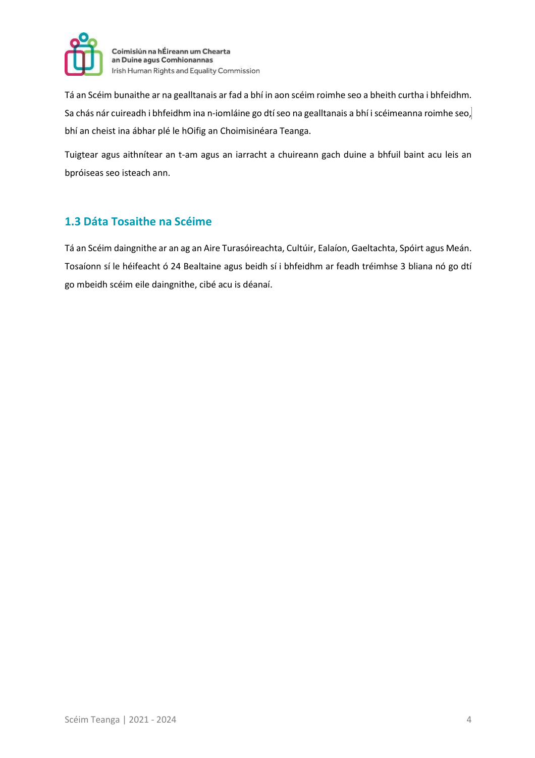Tá an Scéim bunaithe ar na gealltanais ar fad a bhí in aon scéim roimhe seo a bheith curtha i bhfeidhm. Sa chás nár cuireadh i bhfeidhm ina n-iomláine go dtí seo na gealltanais a bhí i scéimeanna roimhe seo, bhí an cheist ina ábhar plé le hOifig an Choimisinéara Teanga.

Tuigtear agus aithnítear an t-am agus an iarracht a chuireann gach duine a bhfuil baint acu leis an bpróiseas seo isteach ann.

## 1.3 Dáta Tosaithe na Scéime

Tá an Scéim daingnithe ar an ag an Aire Turasóireachta, Cultúir, Ealaíon, Gaeltachta, Spóirt agus Meán. Tosaíonn sí le héifeacht ó 24 Bealtaine agus beidh sí i bhfeidhm ar feadh tréimhse 3 bliana nó go dtí go mbeidh scéim eile daingnithe, cibé acu is déanaí.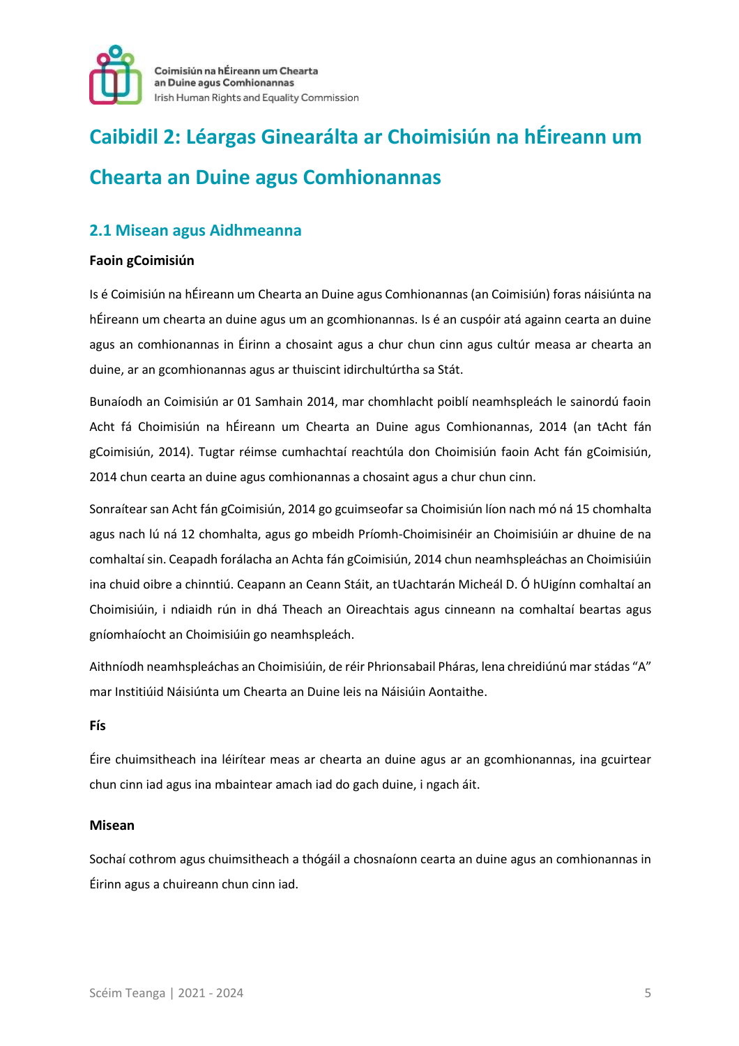# Caibidil 2: Léargas Ginearálta ar Choimisiún na hÉireann um Chearta an Duine agus Comhionannas

## 2.1 Misean agus Aidhmeanna

**Faoin gCoimisiún**

Is é Coimisiún na hÉireann um Chearta an Duine agus Comhionannas (an Coimisiún) foras náisiúnta na hÉireann um chearta an duine agus um an gcomhionannas. Is é an cuspóir atá againn cearta an duine agus an comhionannas in Éirinn a chosaint agus a chur chun cinn agus cultúr measa ar chearta an duine, ar an gcomhionannas agus ar thuiscint idirchultúrtha sa Stát.

Bunaíodh an Coimisiún ar 01 Samhain 2014, mar chomhlacht poiblí neamhspleách le sainordú faoin Acht fá Choimisiún na hÉireann um Chearta an Duine agus Comhionannas, 2014 (an tAcht fán gCoimisiún, 2014). Tugtar réimse cumhachtaí reachtúla don Choimisiún faoin Acht fán gCoimisiún, 2014 chun cearta an duine agus comhionannas a chosaint agus a chur chun cinn.

Sonraítear san Acht fán gCoimisiún, 2014 go gcuimseofar sa Choimisiún líon nach mó ná 15 chomhalta agus nach lú ná 12 chomhalta, agus go mbeidh Príomh-Choimisinéir an Choimisiúin ar dhuine de na comhaltaí sin. Ceapadh forálacha an Achta fán gCoimisiún, 2014 chun neamhspleáchas an Choimisiúin ina chuid oibre a chinntiú. Ceapann an Ceann Stáit, an tUachtarán Micheál D. Ó hUigínn comhaltaí an Choimisiúin, i ndiaidh rún in dhá Theach an Oireachtais agus cinneann na comhaltaí beartas agus gníomhaíocht an Choimisiúin go neamhspleách.

Aithníodh neamhspleáchas an Choimisiúin, de réir Phrionsabail Pháras, lena chreidiúnú mar stádas "A" mar Institiúid Náisiúnta um Chearta an Duine leis na Náisiúin Aontaithe.

**Fís**

Éire chuimsitheach ina léirítear meas ar chearta an duine agus ar an gcomhionannas, ina gcuirtear chun cinn iad agus ina mbaintear amach iad do gach duine, i ngach áit.

**Misean**

Sochaí cothrom agus chuimsitheach a thógáil a chosnaíonn cearta an duine agus an comhionannas in Éirinn agus a chuireann chun cinn iad.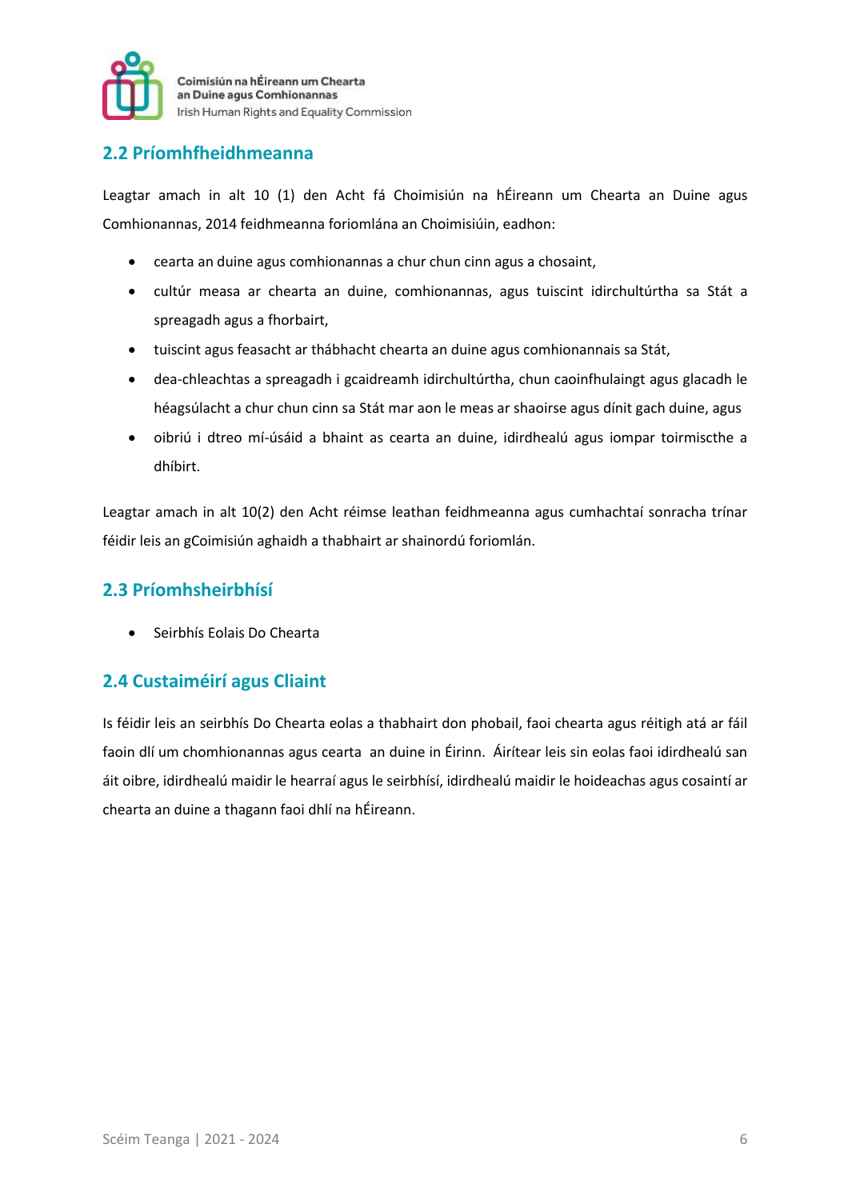## 2.2 Príomhfheidhmeanna

Leagtar amach in alt 10 (1) den Acht fá Choimisiún na hÉireann um Chearta an Duine agus Comhionannas, 2014 feidhmeanna foriomlána an Choimisiúin, eadhon:

- cearta an duine agus comhionannas a chur chun cinn agus a chosaint,
- cultúr measa ar chearta an duine, comhionannas, agus tuiscint idirchultúrtha sa Stát a spreagadh agus a fhorbairt,
- tuiscint agus feasacht ar thábhacht chearta an duine agus comhionannais sa Stát,
- dea-chleachtas a spreagadh i gcaidreamh idirchultúrtha, chun caoinfhulaingt agus glacadh le héagsúlacht a chur chun cinn sa Stát mar aon le meas ar shaoirse agus dínit gach duine, agus
- oibriú i dtreo mí-úsáid a bhaint as cearta an duine, idirdhealú agus iompar toirmiscthe a dhíbirt.

Leagtar amach in alt 10(2) den Acht réimse leathan feidhmeanna agus cumhachtaí sonracha trínar féidir leis an gCoimisiún aghaidh a thabhairt ar shainordú foriomlán.

## 2.3 Príomhsheirbhísí

- Seirbhís Eolais Do Chearta

## 2.4 Custaiméirí agus Cliaint

Is féidir leis an seirbhís Do Chearta eolas a thabhairt don phobail, faoi chearta agus réitigh atá ar fáil faoin dlí um chomhionannas agus cearta an duine in Éirinn. Áirítear leis sin eolas faoi idirdhealú san áit oibre, idirdhealú maidir le hearraí agus le seirbhísí, idirdhealú maidir le hoideachas agus cosaintí ar chearta an duine a thagann faoi dhlí na hÉireann.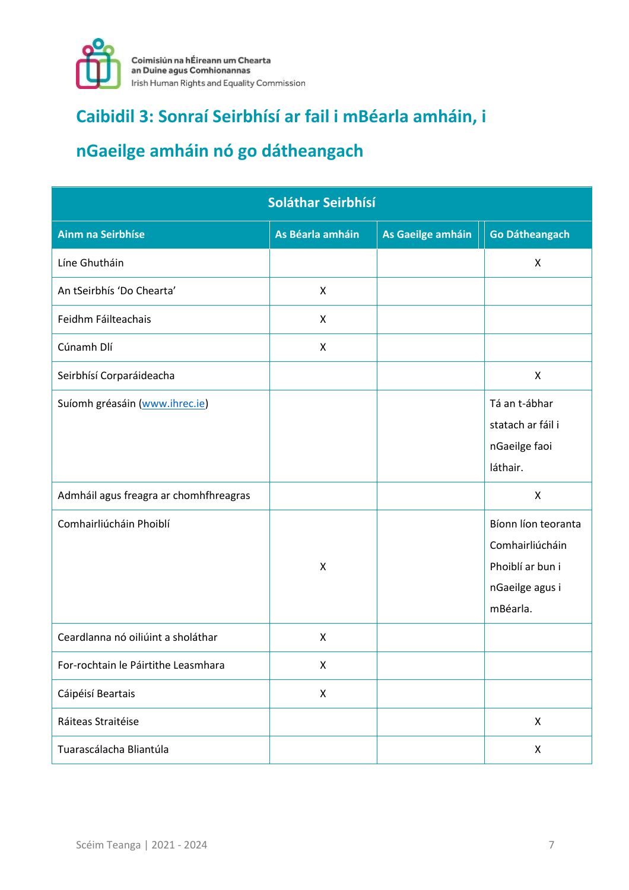## Caibidil 3: Sonraí Seirbhísí ar fail i mBéarla amháin, i nGaeilge amháin nó go dátheangach

| Soláthar Seirbhísí | | | |
|---|---|---|---|
| **Ainm na Seirbhíse** | **As Béarla amháin** | **As Gaeilge amháin** | **Go Dátheangach** |
| Líne Ghutháin | | | X |
| An tSeirbhís 'Do Chearta' | X | | |
| Feidhm Fáilteachais | X | | |
| Cúnamh Dlí | X | | |
| Seirbhísí Corparáideacha | | | X |
| Suíomh gréasáin (www.ihrec.ie) | | | Tá an t-ábhar statach ar fáil i nGaeilge faoi láthair. |
| Admháil agus freagra ar chomhfhreagras | | | X |
| Comhairliúcháin Phoiblí | X | | Bíonn líon teoranta Comhairliúcháin Phoiblí ar bun i nGaeilge agus i mBéarla. |
| Ceardlanna nó oiliúint a sholáthar | X | | |
| For-rochtain le Páirtithe Leasmhara | X | | |
| Cáipéisí Beartais | X | | |
| Ráiteas Straitéise | | | X |
| Tuarascálacha Bliantúla | | | X |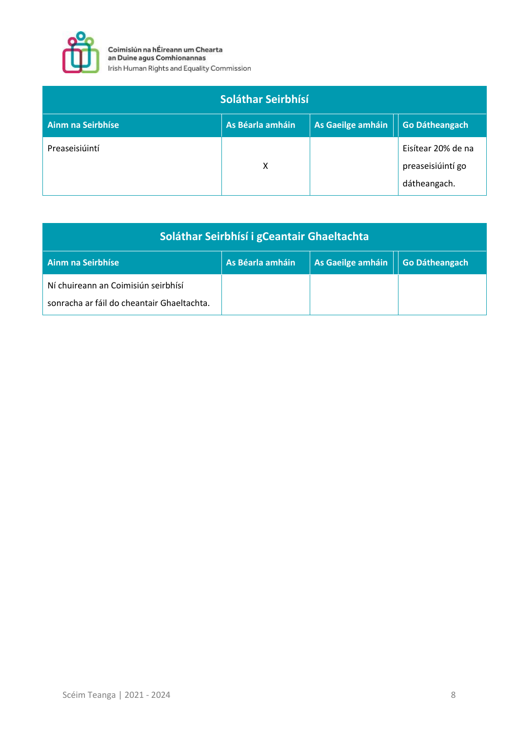| Soláthar Seirbhísí | | | |
|---|---|---|---|
| **Ainm na Seirbhíse** | **As Béarla amháin** | **As Gaeilge amháin** | **Go Dátheangach** |
| Preaseisiúintí | X | | Eisítear 20% de na preaseisiúintí go dátheangach. |

| Soláthar Seirbhísí i gCeantair Ghaeltachta | | | |
|---|---|---|---|
| **Ainm na Seirbhíse** | **As Béarla amháin** | **As Gaeilge amháin** | **Go Dátheangach** |
| Ní chuireann an Coimisiún seirbhísí sonracha ar fáil do cheantair Ghaeltachta. | | | |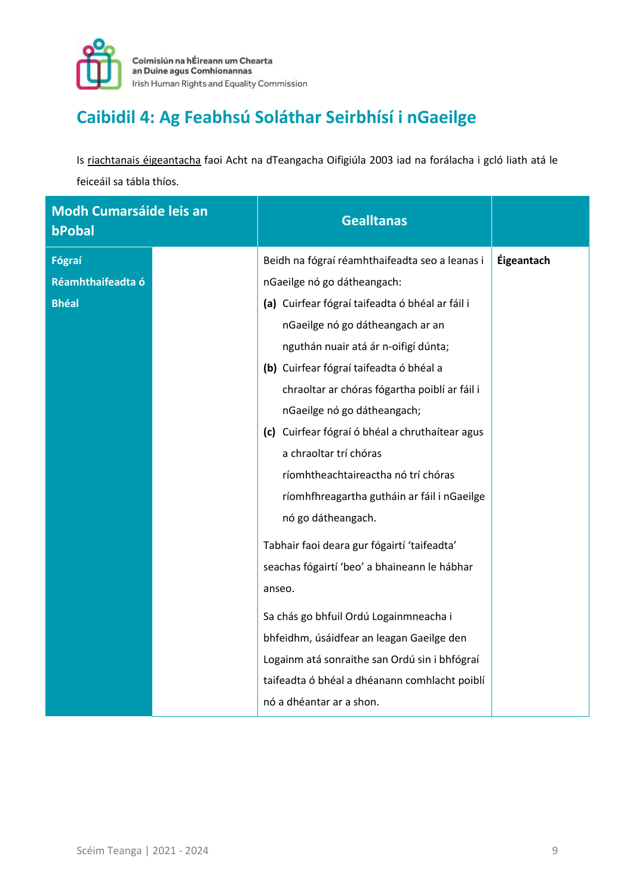# Caibidil 4: Ag Feabhsú Soláthar Seirbhísí i nGaeilge

Is riachtanais éigeantacha faoi Acht na dTeangacha Oifigiúla 2003 iad na forálacha i gcló liath atá le feiceáil sa tábla thíos.

| Modh Cumarsáide leis an bPobal | | Gealltanas | |
|---|---|---|---|
| **Fógraí Réamhthaifeadta ó Bhéal** | | Beidh na fógraí réamhthaifeadta seo a leanas i nGaeilge nó go dátheangach:<br>**(a)** Cuirfear fógraí taifeadta ó bhéal ar fáil i nGaeilge nó go dátheangach ar an nguthán nuair atá ár n-oifigí dúnta;<br>**(b)** Cuirfear fógraí taifeadta ó bhéal a chraoltar ar chóras fógartha poiblí ar fáil i nGaeilge nó go dátheangach;<br>**(c)** Cuirfear fógraí ó bhéal a chruthaítear agus a chraoltar trí chóras ríomhtheachtaireactha nó trí chóras ríomhfhreagartha gutháin ar fáil i nGaeilge nó go dátheangach.<br><br>Tabhair faoi deara gur fógairtí 'taifeadta' seachas fógairtí 'beo' a bhaineann le hábhar anseo.<br><br>Sa chás go bhfuil Ordú Logainmneacha i bhfeidhm, úsáidfear an leagan Gaeilge den Logainm atá sonraithe san Ordú sin i bhfógraí taifeadta ó bhéal a dhéanann comhlacht poiblí nó a dhéantar ar a shon. | **Éigeantach** |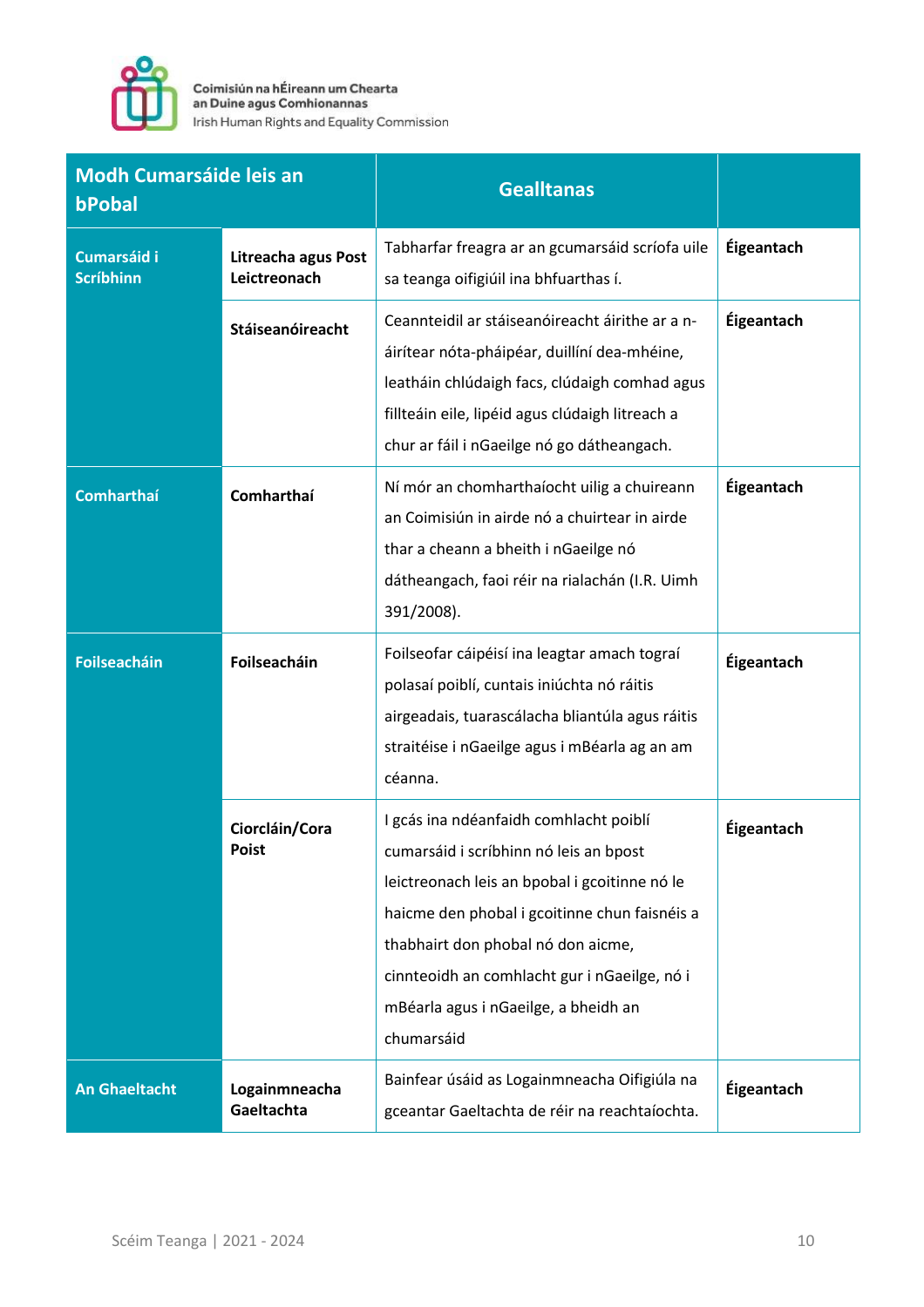| Modh Cumarsáide leis an bPobal | | Gealltanas | |
|---|---|---|---|
| **Cumarsáid i Scríbhinn** | **Litreacha agus Post Leictreonach** | Tabharfar freagra ar an gcumarsáid scríofa uile sa teanga oifigiúil ina bhfuarthas í. | **Éigeantach** |
| | **Stáiseanóireacht** | Ceannteidil ar stáiseanóireacht áirithe ar a n-áirítear nóta-pháipéar, duillíní dea-mhéine, leatháin chlúdaigh facs, clúdaigh comhad agus fillteáin eile, lipéid agus clúdaigh litreach a chur ar fáil i nGaeilge nó go dátheangach. | **Éigeantach** |
| **Comharthaí** | **Comharthaí** | Ní mór an chomharthaíocht uilig a chuireann an Coimisiún in airde nó a chuirtear in airde thar a cheann a bheith i nGaeilge nó dátheangach, faoi réir na rialachán (I.R. Uimh 391/2008). | **Éigeantach** |
| **Foilseacháin** | **Foilseacháin** | Foilseofar cáipéisí ina leagtar amach tograí polasaí poiblí, cuntais iniúchta nó ráitis airgeadais, tuarascálacha bliantúla agus ráitis straitéise i nGaeilge agus i mBéarla ag an am céanna. | **Éigeantach** |
| | **Ciorcláin/Cora Poist** | I gcás ina ndéanfaidh comhlacht poiblí cumarsáid i scríbhinn nó leis an bpost leictreonach leis an bpobal i gcoitinne nó le haicme den phobal i gcoitinne chun faisnéis a thabhairt don phobal nó don aicme, cinnteoidh an comhlacht gur i nGaeilge, nó i mBéarla agus i nGaeilge, a bheidh an chumarsáid | **Éigeantach** |
| **An Ghaeltacht** | **Logainmneacha Gaeltachta** | Bainfear úsáid as Logainmneacha Oifigiúla na gceantar Gaeltachta de réir na reachtaíochta. | **Éigeantach** |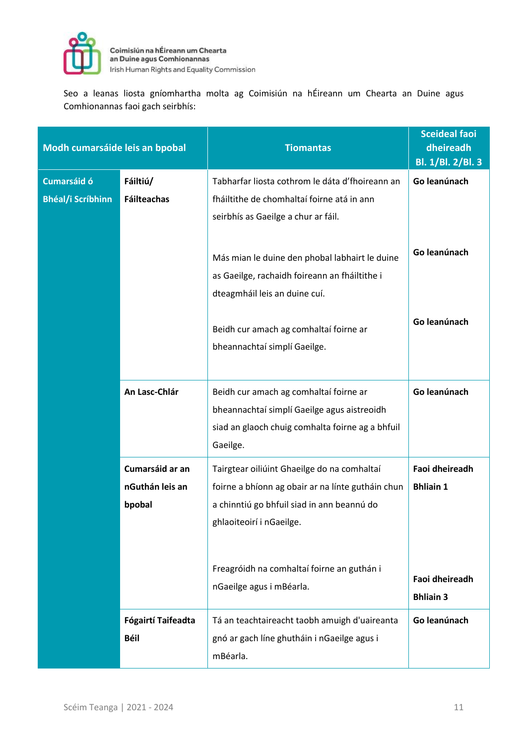Seo a leanas liosta gníomhartha molta ag Coimisiún na hÉireann um Chearta an Duine agus Comhionannas faoi gach seirbhís:

| Modh cumarsáide leis an bpobal | | Tiomantas | Sceideal faoi dheireadh Bl. 1/Bl. 2/Bl. 3 |
|---|---|---|---|
| **Cumarsáid ó Bhéal/i Scríbhinn** | **Fáiltiú/ Fáilteachas** | Tabharfar liosta cothrom le dáta d'fhoireann an fháiltithe de chomhaltaí foirne atá in ann seirbhís as Gaeilge a chur ar fáil. | **Go leanúnach** |
| | | Más mian le duine den phobal labhairt le duine as Gaeilge, rachaidh foireann an fháiltithe i dteagmháil leis an duine cuí. | **Go leanúnach** |
| | | Beidh cur amach ag comhaltaí foirne ar bheannachtaí simplí Gaeilge. | **Go leanúnach** |
| | **An Lasc-Chlár** | Beidh cur amach ag comhaltaí foirne ar bheannachtaí simplí Gaeilge agus aistreoidh siad an glaoch chuig comhalta foirne ag a bhfuil Gaeilge. | **Go leanúnach** |
| | **Cumarsáid ar an nGuthán leis an bpobal** | Tairgtear oiliúint Ghaeilge do na comhaltaí foirne a bhíonn ag obair ar na línte gutháin chun a chinntiú go bhfuil siad in ann beannú do ghlaoiteoirí i nGaeilge. | **Faoi dheireadh Bhliain 1** |
| | | Freagróidh na comhaltaí foirne an guthán i nGaeilge agus i mBéarla. | **Faoi dheireadh Bhliain 3** |
| | **Fógairtí Taifeadta Béil** | Tá an teachtaireacht taobh amuigh d'uaireanta gnó ar gach líne ghutháin i nGaeilge agus i mBéarla. | **Go leanúnach** |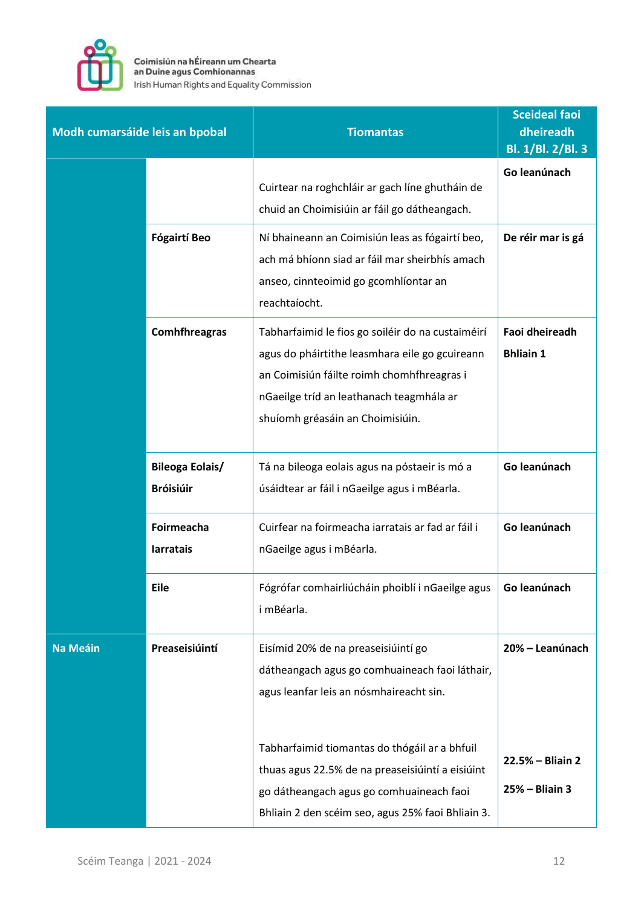| Modh cumarsáide leis an bpobal | | Tiomantas | Sceideal faoi dheireadh Bl. 1/Bl. 2/Bl. 3 |
|---|---|---|---|
| | | Cuirtear na roghchláir ar gach líne ghutháin de chuid an Choimisiúin ar fáil go dátheangach. | **Go leanúnach** |
| | **Fógairtí Beo** | Ní bhaineann an Coimisiún leas as fógairtí beo, ach má bhíonn siad ar fáil mar sheirbhís amach anseo, cinnteoimid go gcomhlíontar an reachtaíocht. | **De réir mar is gá** |
| | **Comhfhreagras** | Tabharfaimid le fios go soiléir do na custaiméirí agus do pháirtithe leasmhara eile go gcuireann an Coimisiún fáilte roimh chomhfhreagras i nGaeilge tríd an leathanach teagmhála ar shuíomh gréasáin an Choimisiúin. | **Faoi dheireadh Bhliain 1** |
| | **Bileoga Eolais/ Bróisiúir** | Tá na bileoga eolais agus na póstaeir is mó a úsáidtear ar fáil i nGaeilge agus i mBéarla. | **Go leanúnach** |
| | **Foirmeacha Iarratais** | Cuirfear na foirmeacha iarratais ar fad ar fáil i nGaeilge agus i mBéarla. | **Go leanúnach** |
| | **Eile** | Fógrófar comhairliúcháin phoiblí i nGaeilge agus i mBéarla. | **Go leanúnach** |
| **Na Meáin** | **Preaseisiúintí** | Eisímid 20% de na preaseisiúintí go dátheangach agus go comhuaineach faoi láthair, agus leanfar leis an nósmhaireacht sin. | **20% – Leanúnach** |
| | | Tabharfaimid tiomantas do thógáil ar a bhfuil thuas agus 22.5% de na preaseisiúintí a eisiúint go dátheangach agus go comhuaineach faoi Bhliain 2 den scéim seo, agus 25% faoi Bhliain 3. | **22.5% – Bliain 2**<br>**25% – Bliain 3** |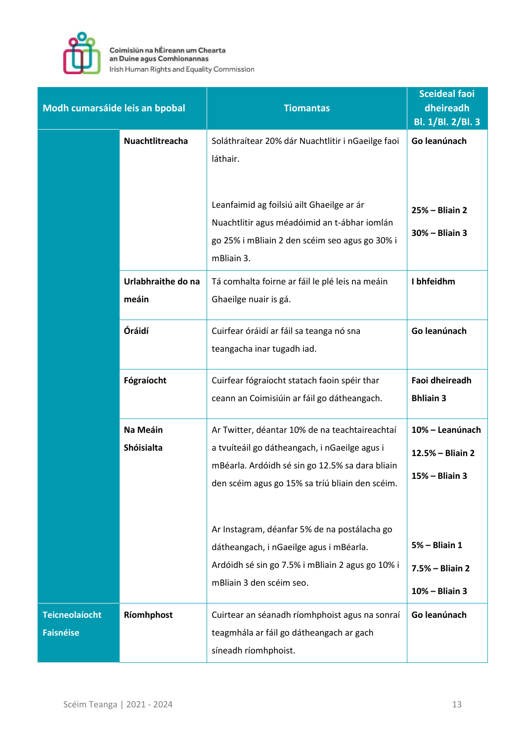| Modh cumarsáide leis an bpobal | | Tiomantas | Sceideal faoi dheireadh Bl. 1/Bl. 2/Bl. 3 |
|---|---|---|---|
| | **Nuachtlitreacha** | Soláthraítear 20% dár Nuachtlitir i nGaeilge faoi láthair.<br><br>Leanfaimid ag foilsiú ailt Ghaeilge ar ár Nuachtlitir agus méadóimid an t-ábhar iomlán go 25% i mBliain 2 den scéim seo agus go 30% i mBliain 3. | **Go leanúnach**<br><br>**25% – Bliain 2**<br>**30% – Bliain 3** |
| | **Urlabhraithe do na meáin** | Tá comhalta foirne ar fáil le plé leis na meáin Ghaeilge nuair is gá. | **I bhfeidhm** |
| | **Óráidí** | Cuirfear óráidí ar fáil sa teanga nó sna teangacha inar tugadh iad. | **Go leanúnach** |
| | **Fógraíocht** | Cuirfear fógraíocht statach faoin spéir thar ceann an Coimisiúin ar fáil go dátheangach. | **Faoi dheireadh Bhliain 3** |
| | **Na Meáin Shóisialta** | Ar Twitter, déantar 10% de na teachtaireachtaí a tvuíteáil go dátheangach, i nGaeilge agus i mBéarla. Ardóidh sé sin go 12.5% sa dara bliain den scéim agus go 15% sa tríú bliain den scéim.<br><br>Ar Instagram, déanfar 5% de na postálacha go dátheangach, i nGaeilge agus i mBéarla. Ardóidh sé sin go 7.5% i mBliain 2 agus go 10% i mBliain 3 den scéim seo. | **10% – Leanúnach**<br>**12.5% – Bliain 2**<br>**15% – Bliain 3**<br><br>**5% – Bliain 1**<br>**7.5% – Bliain 2**<br>**10% – Bliain 3** |
| **Teicneolaíocht Faisnéise** | **Ríomhphost** | Cuirtear an séanadh ríomhphoist agus na sonraí teagmhála ar fáil go dátheangach ar gach síneadh ríomhphoist. | **Go leanúnach** |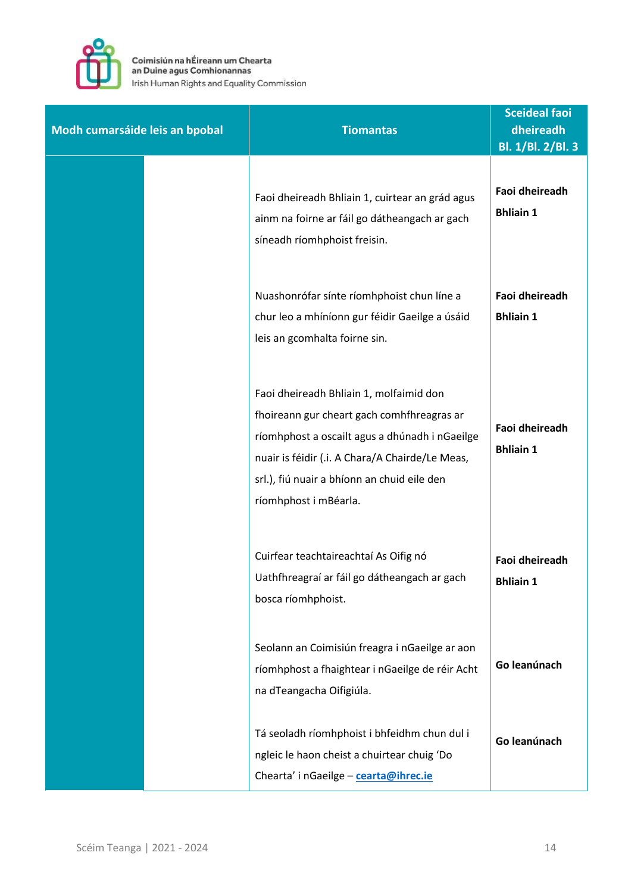| Modh cumarsáide leis an bpobal | Tiomantas | Sceideal faoi dheireadh Bl. 1/Bl. 2/Bl. 3 |
|---|---|---|
| | Faoi dheireadh Bhliain 1, cuirtear an grád agus ainm na foirne ar fáil go dátheangach ar gach síneadh ríomhphoist freisin. | **Faoi dheireadh Bhliain 1** |
| | Nuashonrófar sínte ríomhphoist chun líne a chur leo a mhíníonn gur féidir Gaeilge a úsáid leis an gcomhalta foirne sin. | **Faoi dheireadh Bhliain 1** |
| | Faoi dheireadh Bhliain 1, molfaimid don fhoireann gur cheart gach comhfhreagras ar ríomhphost a oscailt agus a dhúnadh i nGaeilge nuair is féidir (.i. A Chara/A Chairde/Le Meas, srl.), fiú nuair a bhíonn an chuid eile den ríomhphost i mBéarla. | **Faoi dheireadh Bhliain 1** |
| | Cuirfear teachtaireachtaí As Oifig nó Uathfhreagraí ar fáil go dátheangach ar gach bosca ríomhphoist. | **Faoi dheireadh Bhliain 1** |
| | Seolann an Coimisiún freagra i nGaeilge ar aon ríomhphost a fhaightear i nGaeilge de réir Acht na dTeangacha Oifigiúla. | **Go leanúnach** |
| | Tá seoladh ríomhphoist i bhfeidhm chun dul i ngleic le haon cheist a chuirtear chuig 'Do Chearta' i nGaeilge – cearta@ihrec.ie | **Go leanúnach** |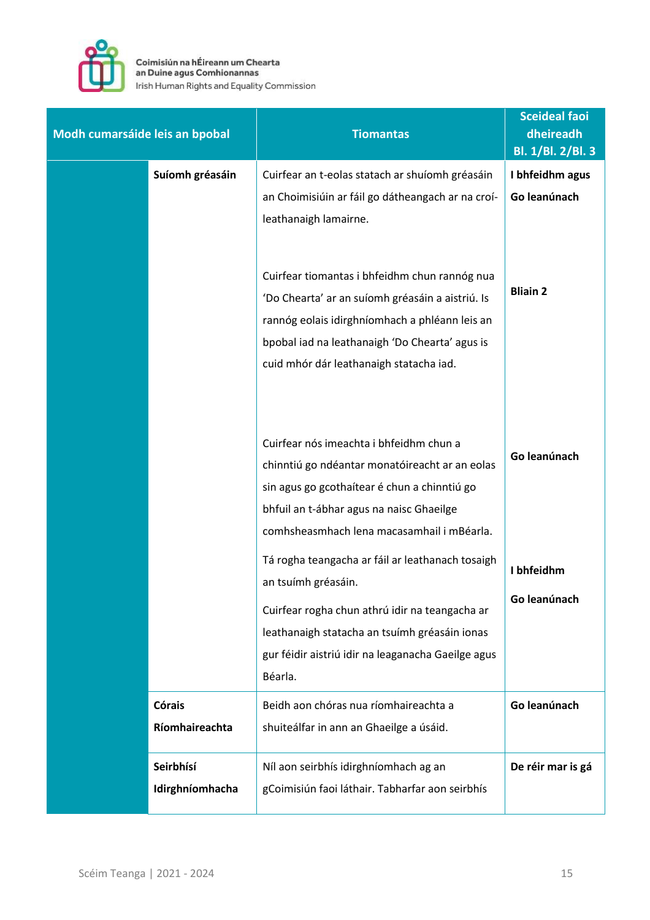| Modh cumarsáide leis an bpobal | | Tiomantas | Sceideal faoi dheireadh Bl. 1/Bl. 2/Bl. 3 |
|---|---|---|---|
| | **Suíomh gréasáin** | Cuirfear an t-eolas statach ar shuíomh gréasáin an Choimisiúin ar fáil go dátheangach ar na croí-leathanaigh lamairne. | **I bhfeidhm agus Go leanúnach** |
| | | Cuirfear tiomantas i bhfeidhm chun rannóg nua 'Do Chearta' ar an suíomh gréasáin a aistriú. Is rannóg eolais idirghníomhach a phléann leis an bpobal iad na leathanaigh 'Do Chearta' agus is cuid mhór dár leathanaigh statacha iad. | **Bliain 2** |
| | | Cuirfear nós imeachta i bhfeidhm chun a chinntiú go ndéantar monatóireacht ar an eolas sin agus go gcothaítear é chun a chinntiú go bhfuil an t-ábhar agus na naisc Ghaeilge comhsheasmhach lena macasamhail i mBéarla. | **Go leanúnach** |
| | | Tá rogha teangacha ar fáil ar leathanach tosaigh an tsuímh gréasáin. | **I bhfeidhm** |
| | | Cuirfear rogha chun athrú idir na teangacha ar leathanaigh statacha an tsuímh gréasáin ionas gur féidir aistriú idir na leaganacha Gaeilge agus Béarla. | **Go leanúnach** |
| | **Córais Ríomhaireachta** | Beidh aon chóras nua ríomhaireachta a shuiteálfar in ann an Ghaeilge a úsáid. | **Go leanúnach** |
| | **Seirbhísí Idirghníomhacha** | Níl aon seirbhís idirghníomhach ag an gCoimisiún faoi láthair. Tabharfar aon seirbhís | **De réir mar is gá** |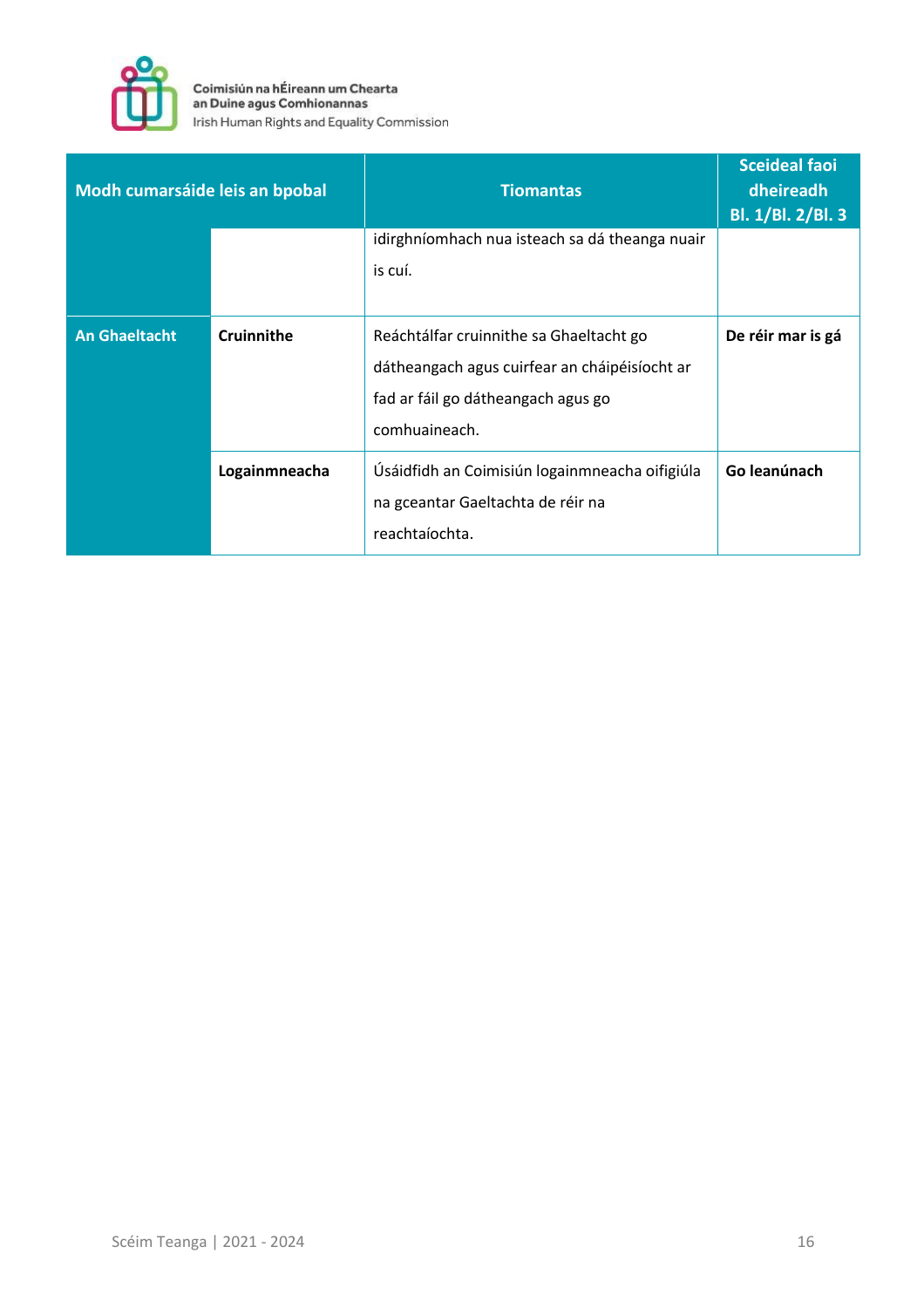| Modh cumarsáide leis an bpobal | | Tiomantas | Sceideal faoi dheireadh Bl. 1/Bl. 2/Bl. 3 |
|---|---|---|---|
| | | idirghníomhach nua isteach sa dá theanga nuair is cuí. | |
| **An Ghaeltacht** | **Cruinnithe** | Reáchtálfar cruinnithe sa Ghaeltacht go dátheangach agus cuirfear an cháipéisíocht ar fad ar fáil go dátheangach agus go comhuaineach. | **De réir mar is gá** |
| | **Logainmneacha** | Úsáidfidh an Coimisiún logainmneacha oifigiúla na gceantar Gaeltachta de réir na reachtaíochta. | **Go leanúnach** |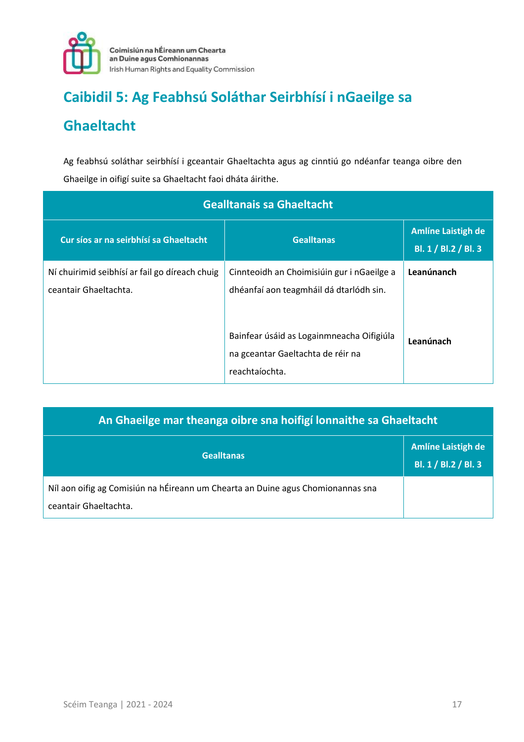# Caibidil 5: Ag Feabhsú Soláthar Seirbhísí i nGaeilge sa Ghaeltacht

Ag feabhsú soláthar seirbhísí i gceantair Ghaeltachta agus ag cinntiú go ndéanfar teanga oibre den Ghaeilge in oifigí suite sa Ghaeltacht faoi dháta áirithe.

| Gealltanais sa Ghaeltacht | | |
|---|---|---|
| **Cur síos ar na seirbhísí sa Ghaeltacht** | **Gealltanas** | **Amlíne Laistigh de Bl. 1 / Bl.2 / Bl. 3** |
| Ní chuirimid seibhísí ar fail go díreach chuig ceantair Ghaeltachta. | Cinnteoidh an Choimisiúin gur i nGaeilge a dhéanfaí aon teagmháil dá dtarlódh sin. | **Leanúnanch** |
| | Bainfear úsáid as Logainmneacha Oifigiúla na gceantar Gaeltachta de réir na reachtaíochta. | **Leanúnach** |

| An Ghaeilge mar theanga oibre sna hoifigí lonnaithe sa Ghaeltacht | |
|---|---|
| **Gealltanas** | **Amlíne Laistigh de Bl. 1 / Bl.2 / Bl. 3** |
| Níl aon oifig ag Comisiún na hÉireann um Chearta an Duine agus Chomionannas sna ceantair Ghaeltachta. | |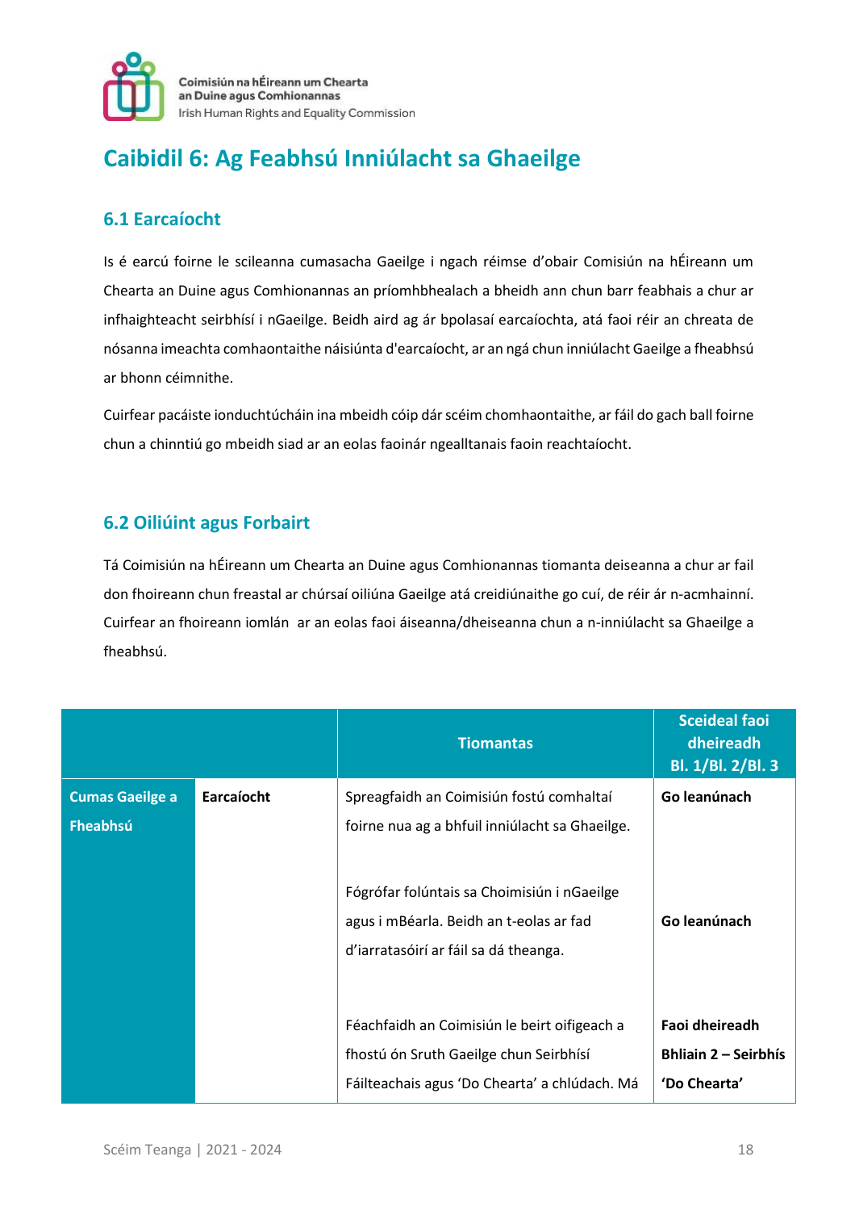# Caibidil 6: Ag Feabhsú Inniúlacht sa Ghaeilge

## 6.1 Earcaíocht

Is é earcú foirne le scileanna cumasacha Gaeilge i ngach réimse d'obair Comisiún na hÉireann um Chearta an Duine agus Comhionannas an príomhbhealach a bheidh ann chun barr feabhais a chur ar infhaighteacht seirbhísí i nGaeilge. Beidh aird ag ár bpolasaí earcaíochta, atá faoi réir an chreata de nósanna imeachta comhaontaithe náisiúnta d'earcaíocht, ar an ngá chun inniúlacht Gaeilge a fheabhsú ar bhonn céimnithe.

Cuirfear pacáiste ionduchtúcháin ina mbeidh cóip dár scéim chomhaontaithe, ar fáil do gach ball foirne chun a chinntiú go mbeidh siad ar an eolas faoinár ngealltanais faoin reachtaíocht.

## 6.2 Oiliúint agus Forbairt

Tá Coimisiún na hÉireann um Chearta an Duine agus Comhionannas tiomanta deiseanna a chur ar fail don fhoireann chun freastal ar chúrsaí oiliúna Gaeilge atá creidiúnaithe go cuí, de réir ár n-acmhainní. Cuirfear an fhoireann iomlán ar an eolas faoi áiseanna/dheiseanna chun a n-inniúlacht sa Ghaeilge a fheabhsú.

| | | Tiomantas | Sceideal faoi dheireadh Bl. 1/Bl. 2/Bl. 3 |
|---|---|---|---|
| **Cumas Gaeilge a Fheabhsú** | **Earcaíocht** | Spreagfaidh an Coimisiún fostú comhaltaí foirne nua ag a bhfuil inniúlacht sa Ghaeilge. | **Go leanúnach** |
| | | Fógrófar folúntais sa Choimisiún i nGaeilge agus i mBéarla. Beidh an t-eolas ar fad d'iarratasóirí ar fáil sa dá theanga. | **Go leanúnach** |
| | | Féachfaidh an Coimisiún le beirt oifigeach a fhostú ón Sruth Gaeilge chun Seirbhísí Fáilteachais agus 'Do Chearta' a chlúdach. Má | **Faoi dheireadh Bhliain 2 – Seirbhís 'Do Chearta'** |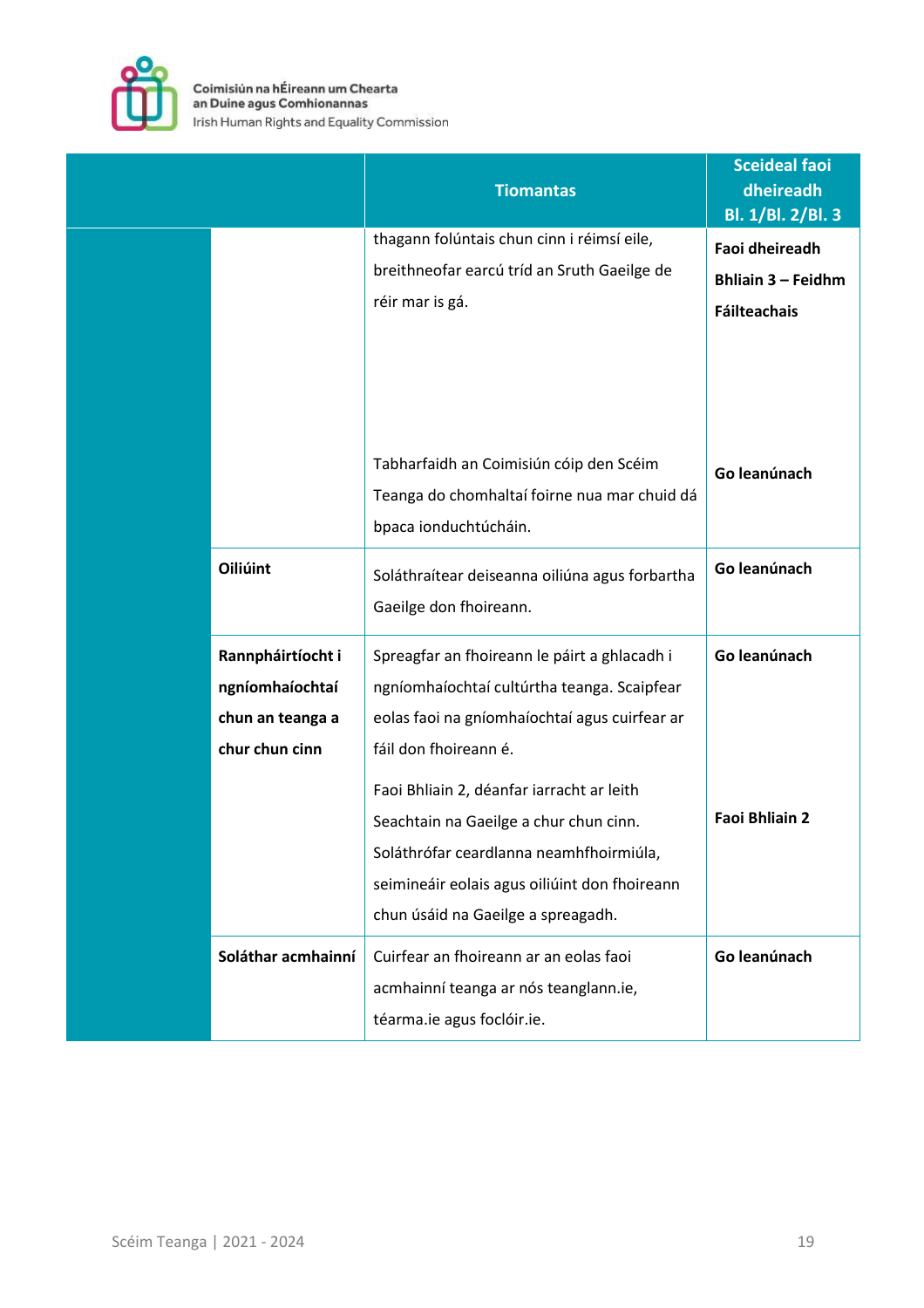| | | Tiomantas | Sceideal faoi dheireadh Bl. 1/Bl. 2/Bl. 3 |
|---|---|---|---|
| | | thagann folúntais chun cinn i réimsí eile, breithneofar earcú tríd an Sruth Gaeilge de réir mar is gá. | **Faoi dheireadh Bhliain 3 – Feidhm Fáilteachais** |
| | | Tabharfaidh an Coimisiún cóip den Scéim Teanga do chomhaltaí foirne nua mar chuid dá bpaca ionduchtúcháin. | **Go leanúnach** |
| | **Oiliúint** | Soláthraítear deiseanna oiliúna agus forbartha Gaeilge don fhoireann. | **Go leanúnach** |
| | **Rannpháirtíocht i ngníomhaíochtaí chun an teanga a chur chun cinn** | Spreagfar an fhoireann le páirt a ghlacadh i ngníomhaíochtaí cultúrtha teanga. Scaipfear eolas faoi na gníomhaíochtaí agus cuirfear ar fáil don fhoireann é. | **Go leanúnach** |
| | | Faoi Bhliain 2, déanfar iarracht ar leith Seachtain na Gaeilge a chur chun cinn. Soláthrófar ceardlanna neamhfhoirmiúla, seimineáir eolais agus oiliúint don fhoireann chun úsáid na Gaeilge a spreagadh. | **Faoi Bhliain 2** |
| | **Soláthar acmhainní** | Cuirfear an fhoireann ar an eolas faoi acmhainní teanga ar nós teanglann.ie, téarma.ie agus foclóir.ie. | **Go leanúnach** |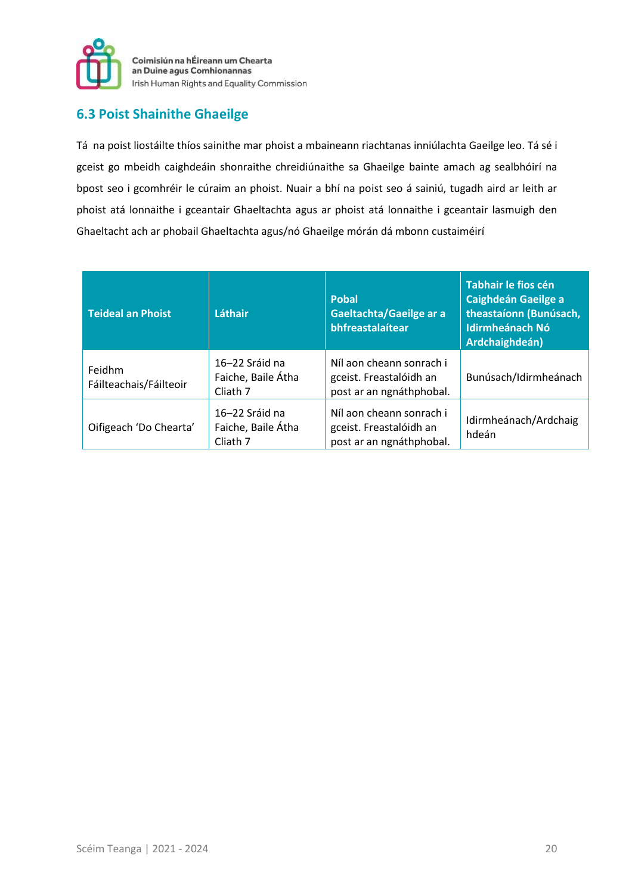## 6.3 Poist Shainithe Ghaeilge

Tá na poist liostáilte thíos sainithe mar phoist a mbaineann riachtanas inniúlachta Gaeilge leo. Tá sé i gceist go mbeidh caighdeáin shonraithe chreidiúnaithe sa Ghaeilge bainte amach ag sealbhóirí na bpost seo i gcomhréir le cúraim an phoist. Nuair a bhí na poist seo á sainiú, tugadh aird ar leith ar phoist atá lonnaithe i gceantair Ghaeltachta agus ar phoist atá lonnaithe i gceantair lasmuigh den Ghaeltacht ach ar phobail Ghaeltachta agus/nó Ghaeilge mórán dá mbonn custaiméirí

| Teideal an Phoist | Láthair | Pobal Gaeltachta/Gaeilge ar a bhfreastalaítear | Tabhair le fios cén Caighdeán Gaeilge a theastaíonn (Bunúsach, Idirmheánach Nó Ardchaighdeán) |
|---|---|---|---|
| Feidhm Fáilteachais/Fáilteoir | 16–22 Sráid na Faiche, Baile Átha Cliath 7 | Níl aon cheann sonrach i gceist. Freastalóidh an post ar an ngnáthphobal. | Bunúsach/Idirmheánach |
| Oifigeach 'Do Chearta' | 16–22 Sráid na Faiche, Baile Átha Cliath 7 | Níl aon cheann sonrach i gceist. Freastalóidh an post ar an ngnáthphobal. | Idirmheánach/Ardchaighdeán |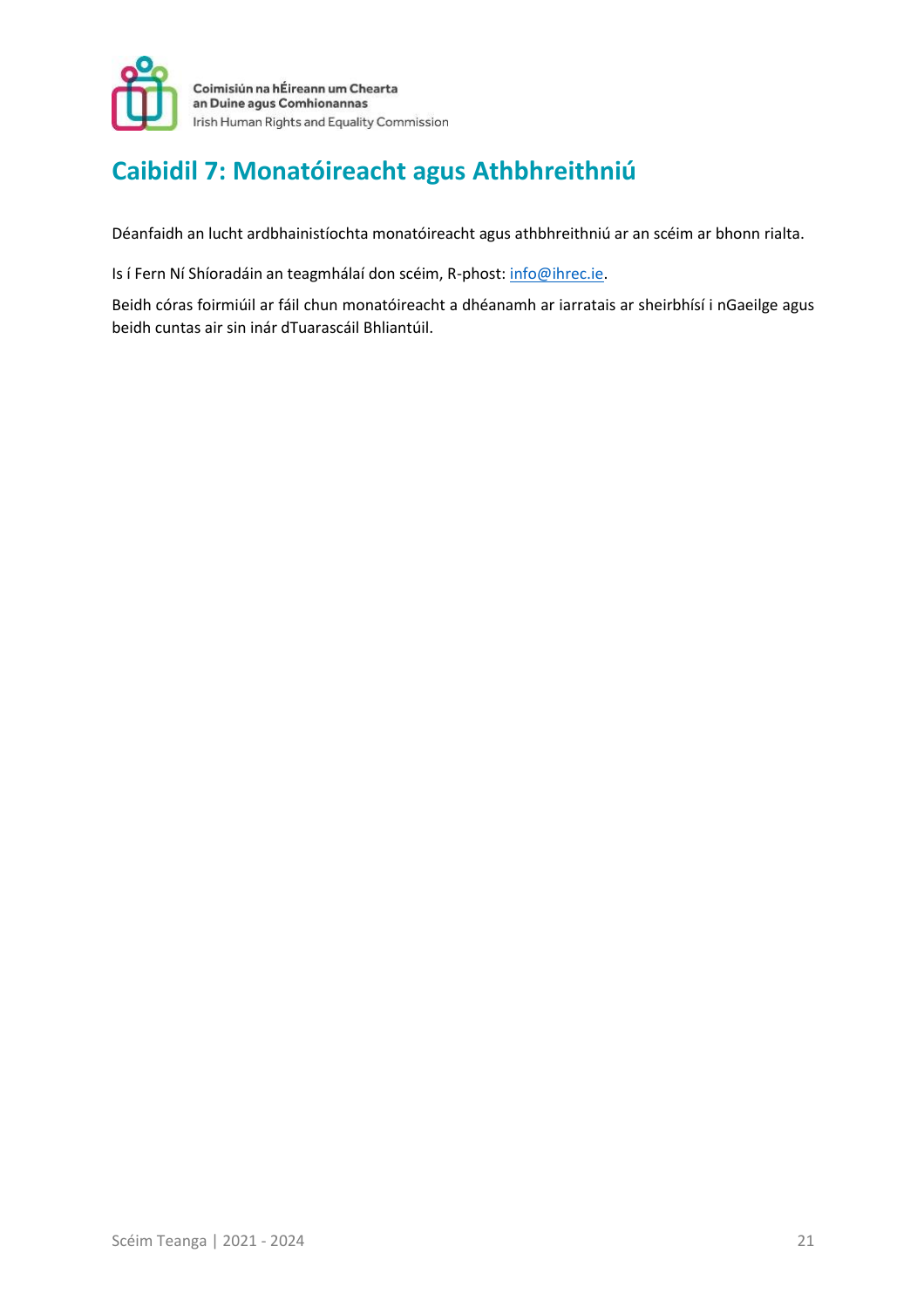# Caibidil 7: Monatóireacht agus Athbhreithniú

Déanfaidh an lucht ardbhainistíochta monatóireacht agus athbhreithniú ar an scéim ar bhonn rialta.

Is í Fern Ní Shíoradáin an teagmhálaí don scéim, R-phost: info@ihrec.ie.

Beidh córas foirmiúil ar fáil chun monatóireacht a dhéanamh ar iarratais ar sheirbhísí i nGaeilge agus beidh cuntas air sin inár dTuarascáil Bhliantúil.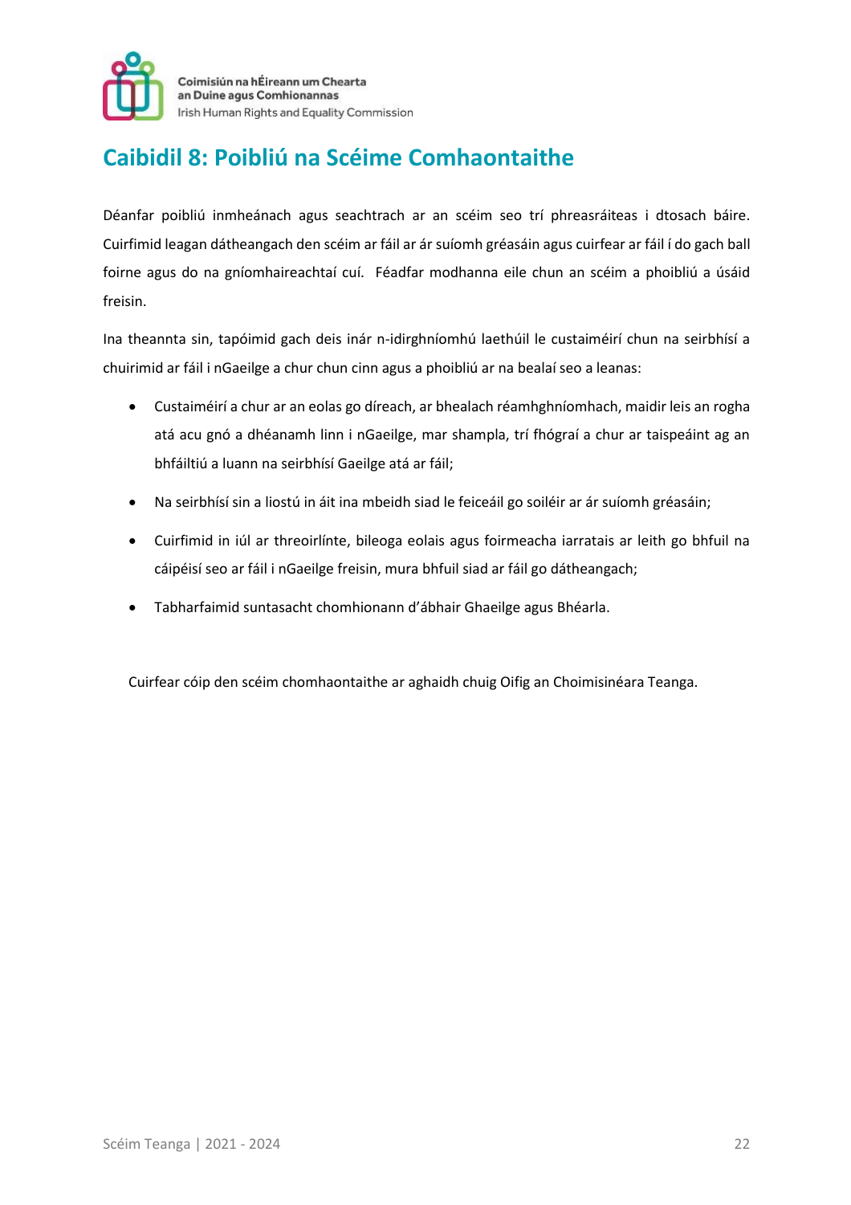# Caibidil 8: Poibliú na Scéime Comhaontaithe

Déanfar poibliú inmheánach agus seachtrach ar an scéim seo trí phreasráiteas i dtosach báire. Cuirfimid leagan dátheangach den scéim ar fáil ar ár suíomh gréasáin agus cuirfear ar fáil í do gach ball foirne agus do na gníomhaireachtaí cuí. Féadfar modhanna eile chun an scéim a phoibliú a úsáid freisin.

Ina theannta sin, tapóimid gach deis inár n-idirghníomhú laethúil le custaiméirí chun na seirbhísí a chuirimid ar fáil i nGaeilge a chur chun cinn agus a phoibliú ar na bealaí seo a leanas:

- Custaiméirí a chur ar an eolas go díreach, ar bhealach réamhghníomhach, maidir leis an rogha atá acu gnó a dhéanamh linn i nGaeilge, mar shampla, trí fhógraí a chur ar taispeáint ag an bhfáiltiú a luann na seirbhísí Gaeilge atá ar fáil;
- Na seirbhísí sin a liostú in áit ina mbeidh siad le feiceáil go soiléir ar ár suíomh gréasáin;
- Cuirfimid in iúl ar threoirlínte, bileoga eolais agus foirmeacha iarratais ar leith go bhfuil na cáipéisí seo ar fáil i nGaeilge freisin, mura bhfuil siad ar fáil go dátheangach;
- Tabharfaimid suntasacht chomhionann d'ábhair Ghaeilge agus Bhéarla.

Cuirfear cóip den scéim chomhaontaithe ar aghaidh chuig Oifig an Choimisinéara Teanga.